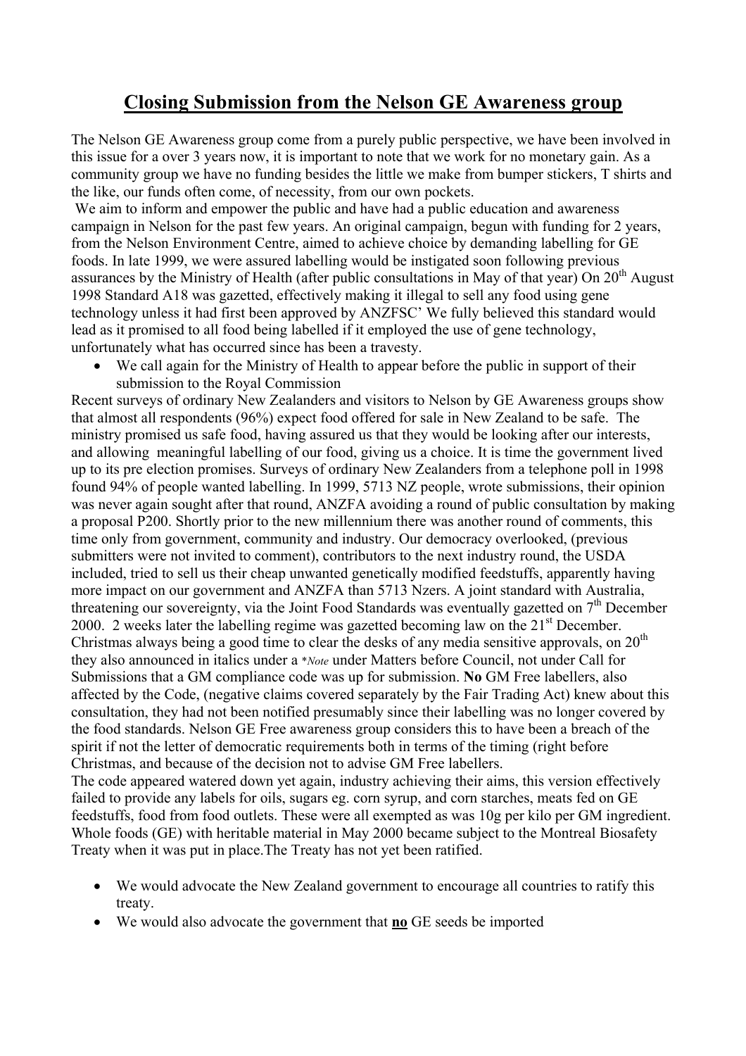# <u>**Closing Submission from the Nelson GE Awareness group**</u>

The Nelson GE Awareness group come from a purely public perspective, we have been involved in this issue for a over 3 years now, it is important to note that we work for no monetary gain. As a community group we have no funding besides the little we make from bumper stickers, T shirts and the like, our funds often come, of necessity, from our own pockets.

We aim to inform and empower the public and have had a public education and awareness campaign in Nelson for the past few years. An original campaign, begun with funding for 2 years, from the Nelson Environment Centre, aimed to achieve choice by demanding labelling for GE foods. In late 1999, we were assured labelling would be instigated soon following previous assurances by the Ministry of Health (after public consultations in May of that year) On 20th August 1998 Standard A18 was gazetted, effectively making it illegal to sell any food using gene technology unless it had first been approved by ANZFSC' We fully believed this standard would lead as it promised to all food being labelled if it employed the use of gene technology, unfortunately what has occurred since has been a travesty.

- We call again for the Ministry of Health to appear before the public in support of their submission to the Royal Commission

Recent surveys of ordinary New Zealanders and visitors to Nelson by GE Awareness groups show that almost all respondents (96%) expect food offered for sale in New Zealand to be safe. The ministry promised us safe food, having assured us that they would be looking after our interests, and allowing meaningful labelling of our food, giving us a choice. It is time the government lived up to its pre election promises. Surveys of ordinary New Zealanders from a telephone poll in 1998 found 94% of people wanted labelling. In 1999, 5713 NZ people, wrote submissions, their opinion was never again sought after that round, ANZFA avoiding a round of public consultation by making a proposal P200. Shortly prior to the new millennium there was another round of comments, this time only from government, community and industry. Our democracy overlooked, (previous submitters were not invited to comment), contributors to the next industry round, the USDA included, tried to sell us their cheap unwanted genetically modified feedstuffs, apparently having more impact on our government and ANZFA than 5713 Nzers. A joint standard with Australia, threatening our sovereignty, via the Joint Food Standards was eventually gazetted on 7th December 2000. 2 weeks later the labelling regime was gazetted becoming law on the 21st December. Christmas always being a good time to clear the desks of any media sensitive approvals, on 20th they also announced in italics under a *\*Note* under Matters before Council, not under Call for Submissions that a GM compliance code was up for submission. **No** GM Free labellers, also affected by the Code, (negative claims covered separately by the Fair Trading Act) knew about this consultation, they had not been notified presumably since their labelling was no longer covered by the food standards. Nelson GE Free awareness group considers this to have been a breach of the spirit if not the letter of democratic requirements both in terms of the timing (right before Christmas, and because of the decision not to advise GM Free labellers.

The code appeared watered down yet again, industry achieving their aims, this version effectively failed to provide any labels for oils, sugars eg. corn syrup, and corn starches, meats fed on GE feedstuffs, food from food outlets. These were all exempted as was 10g per kilo per GM ingredient. Whole foods (GE) with heritable material in May 2000 became subject to the Montreal Biosafety Treaty when it was put in place.The Treaty has not yet been ratified.

- We would advocate the New Zealand government to encourage all countries to ratify this treaty.
- We would also advocate the government that <u>**no**</u> GE seeds be imported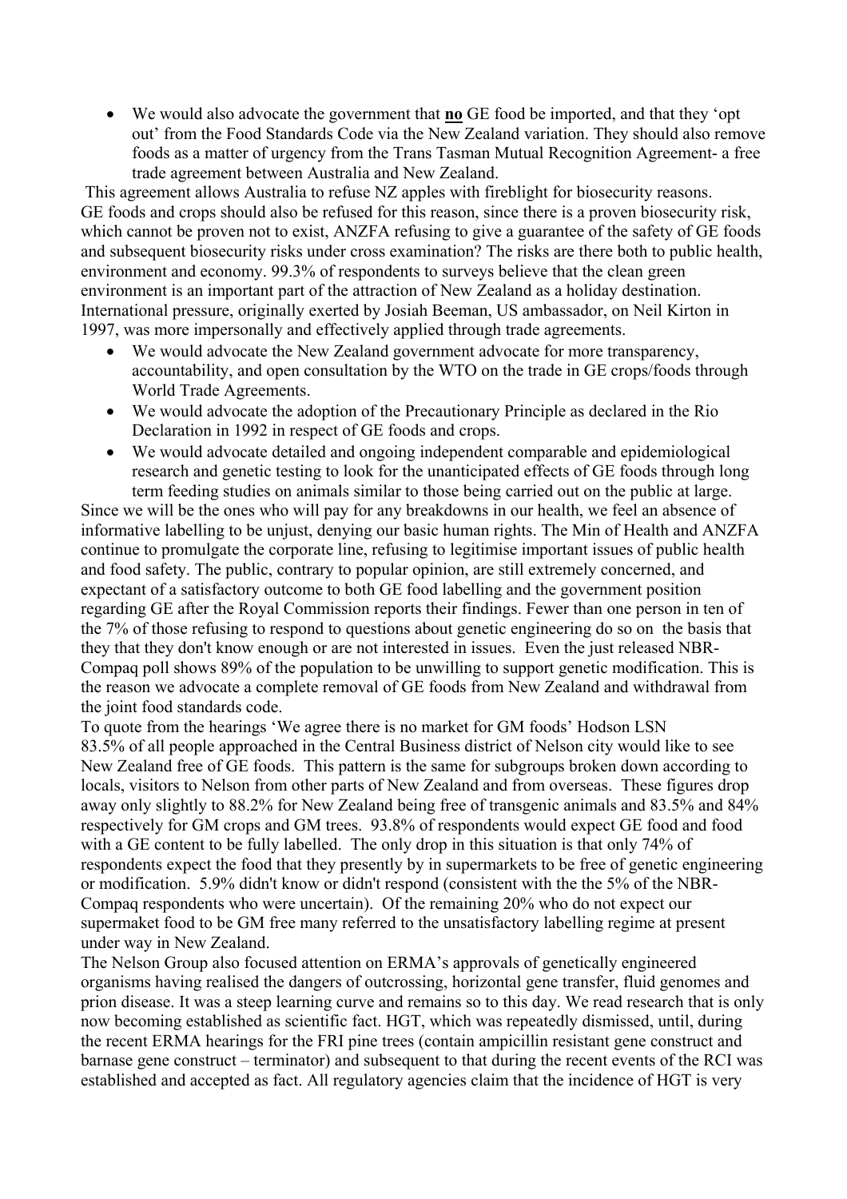- We would also advocate the government that **no** GE food be imported, and that they 'opt out' from the Food Standards Code via the New Zealand variation. They should also remove foods as a matter of urgency from the Trans Tasman Mutual Recognition Agreement- a free trade agreement between Australia and New Zealand.

This agreement allows Australia to refuse NZ apples with fireblight for biosecurity reasons. GE foods and crops should also be refused for this reason, since there is a proven biosecurity risk, which cannot be proven not to exist, ANZFA refusing to give a guarantee of the safety of GE foods and subsequent biosecurity risks under cross examination? The risks are there both to public health, environment and economy. 99.3% of respondents to surveys believe that the clean green environment is an important part of the attraction of New Zealand as a holiday destination. International pressure, originally exerted by Josiah Beeman, US ambassador, on Neil Kirton in 1997, was more impersonally and effectively applied through trade agreements.

- We would advocate the New Zealand government advocate for more transparency, accountability, and open consultation by the WTO on the trade in GE crops/foods through World Trade Agreements.
- We would advocate the adoption of the Precautionary Principle as declared in the Rio Declaration in 1992 in respect of GE foods and crops.
- We would advocate detailed and ongoing independent comparable and epidemiological research and genetic testing to look for the unanticipated effects of GE foods through long term feeding studies on animals similar to those being carried out on the public at large.

Since we will be the ones who will pay for any breakdowns in our health, we feel an absence of informative labelling to be unjust, denying our basic human rights. The Min of Health and ANZFA continue to promulgate the corporate line, refusing to legitimise important issues of public health and food safety. The public, contrary to popular opinion, are still extremely concerned, and expectant of a satisfactory outcome to both GE food labelling and the government position regarding GE after the Royal Commission reports their findings. Fewer than one person in ten of the 7% of those refusing to respond to questions about genetic engineering do so on the basis that they that they don't know enough or are not interested in issues. Even the just released NBR-Compaq poll shows 89% of the population to be unwilling to support genetic modification. This is the reason we advocate a complete removal of GE foods from New Zealand and withdrawal from the joint food standards code.

To quote from the hearings 'We agree there is no market for GM foods' Hodson LSN

83.5% of all people approached in the Central Business district of Nelson city would like to see New Zealand free of GE foods. This pattern is the same for subgroups broken down according to locals, visitors to Nelson from other parts of New Zealand and from overseas. These figures drop away only slightly to 88.2% for New Zealand being free of transgenic animals and 83.5% and 84% respectively for GM crops and GM trees. 93.8% of respondents would expect GE food and food with a GE content to be fully labelled. The only drop in this situation is that only 74% of respondents expect the food that they presently by in supermarkets to be free of genetic engineering or modification. 5.9% didn't know or didn't respond (consistent with the the 5% of the NBR-Compaq respondents who were uncertain). Of the remaining 20% who do not expect our supermaket food to be GM free many referred to the unsatisfactory labelling regime at present under way in New Zealand.

The Nelson Group also focused attention on ERMA's approvals of genetically engineered organisms having realised the dangers of outcrossing, horizontal gene transfer, fluid genomes and prion disease. It was a steep learning curve and remains so to this day. We read research that is only now becoming established as scientific fact. HGT, which was repeatedly dismissed, until, during the recent ERMA hearings for the FRI pine trees (contain ampicillin resistant gene construct and barnase gene construct – terminator) and subsequent to that during the recent events of the RCI was established and accepted as fact. All regulatory agencies claim that the incidence of HGT is very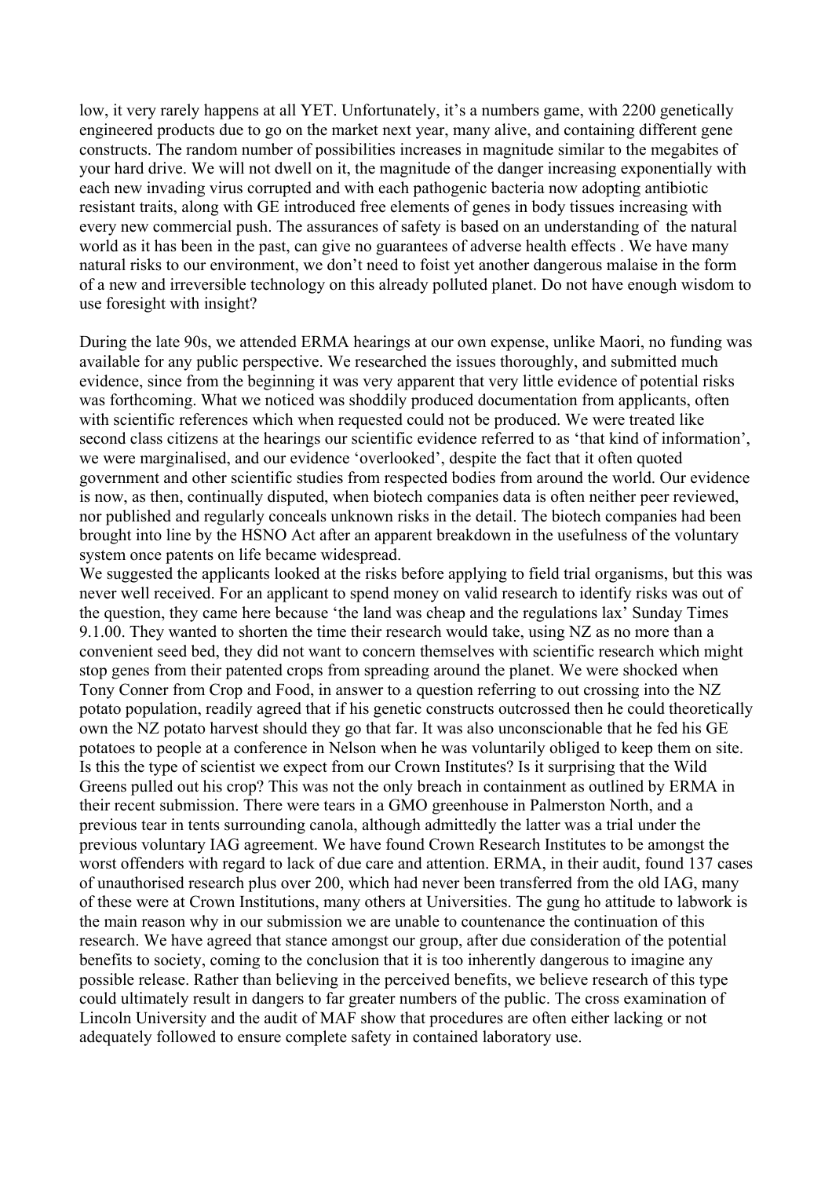low, it very rarely happens at all YET. Unfortunately, it's a numbers game, with 2200 genetically engineered products due to go on the market next year, many alive, and containing different gene constructs. The random number of possibilities increases in magnitude similar to the megabites of your hard drive. We will not dwell on it, the magnitude of the danger increasing exponentially with each new invading virus corrupted and with each pathogenic bacteria now adopting antibiotic resistant traits, along with GE introduced free elements of genes in body tissues increasing with every new commercial push. The assurances of safety is based on an understanding of the natural world as it has been in the past, can give no guarantees of adverse health effects . We have many natural risks to our environment, we don't need to foist yet another dangerous malaise in the form of a new and irreversible technology on this already polluted planet. Do not have enough wisdom to use foresight with insight?

During the late 90s, we attended ERMA hearings at our own expense, unlike Maori, no funding was available for any public perspective. We researched the issues thoroughly, and submitted much evidence, since from the beginning it was very apparent that very little evidence of potential risks was forthcoming. What we noticed was shoddily produced documentation from applicants, often with scientific references which when requested could not be produced. We were treated like second class citizens at the hearings our scientific evidence referred to as 'that kind of information', we were marginalised, and our evidence 'overlooked', despite the fact that it often quoted government and other scientific studies from respected bodies from around the world. Our evidence is now, as then, continually disputed, when biotech companies data is often neither peer reviewed, nor published and regularly conceals unknown risks in the detail. The biotech companies had been brought into line by the HSNO Act after an apparent breakdown in the usefulness of the voluntary system once patents on life became widespread.
We suggested the applicants looked at the risks before applying to field trial organisms, but this was never well received. For an applicant to spend money on valid research to identify risks was out of the question, they came here because 'the land was cheap and the regulations lax' Sunday Times 9.1.00. They wanted to shorten the time their research would take, using NZ as no more than a convenient seed bed, they did not want to concern themselves with scientific research which might stop genes from their patented crops from spreading around the planet. We were shocked when Tony Conner from Crop and Food, in answer to a question referring to out crossing into the NZ potato population, readily agreed that if his genetic constructs outcrossed then he could theoretically own the NZ potato harvest should they go that far. It was also unconscionable that he fed his GE potatoes to people at a conference in Nelson when he was voluntarily obliged to keep them on site. Is this the type of scientist we expect from our Crown Institutes? Is it surprising that the Wild Greens pulled out his crop? This was not the only breach in containment as outlined by ERMA in their recent submission. There were tears in a GMO greenhouse in Palmerston North, and a previous tear in tents surrounding canola, although admittedly the latter was a trial under the previous voluntary IAG agreement. We have found Crown Research Institutes to be amongst the worst offenders with regard to lack of due care and attention. ERMA, in their audit, found 137 cases of unauthorised research plus over 200, which had never been transferred from the old IAG, many of these were at Crown Institutions, many others at Universities. The gung ho attitude to labwork is the main reason why in our submission we are unable to countenance the continuation of this research. We have agreed that stance amongst our group, after due consideration of the potential benefits to society, coming to the conclusion that it is too inherently dangerous to imagine any possible release. Rather than believing in the perceived benefits, we believe research of this type could ultimately result in dangers to far greater numbers of the public. The cross examination of Lincoln University and the audit of MAF show that procedures are often either lacking or not adequately followed to ensure complete safety in contained laboratory use.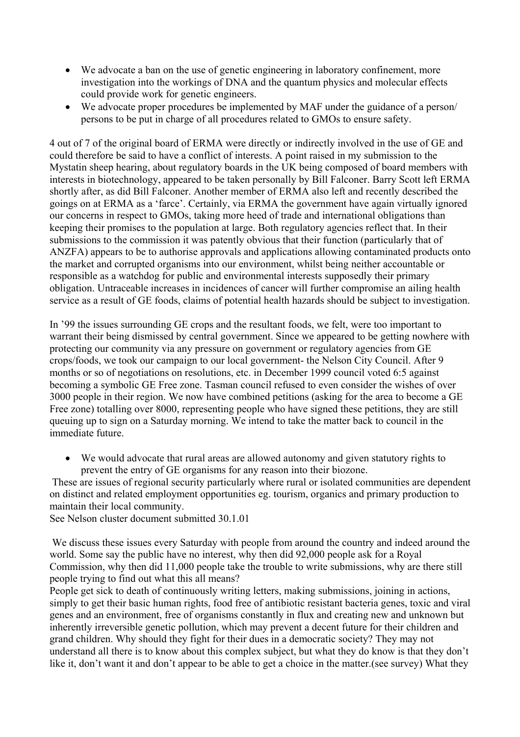- We advocate a ban on the use of genetic engineering in laboratory confinement, more investigation into the workings of DNA and the quantum physics and molecular effects could provide work for genetic engineers.
- We advocate proper procedures be implemented by MAF under the guidance of a person/ persons to be put in charge of all procedures related to GMOs to ensure safety.

4 out of 7 of the original board of ERMA were directly or indirectly involved in the use of GE and could therefore be said to have a conflict of interests. A point raised in my submission to the Mystatin sheep hearing, about regulatory boards in the UK being composed of board members with interests in biotechnology, appeared to be taken personally by Bill Falconer. Barry Scott left ERMA shortly after, as did Bill Falconer. Another member of ERMA also left and recently described the goings on at ERMA as a 'farce'. Certainly, via ERMA the government have again virtually ignored our concerns in respect to GMOs, taking more heed of trade and international obligations than keeping their promises to the population at large. Both regulatory agencies reflect that. In their submissions to the commission it was patently obvious that their function (particularly that of ANZFA) appears to be to authorise approvals and applications allowing contaminated products onto the market and corrupted organisms into our environment, whilst being neither accountable or responsible as a watchdog for public and environmental interests supposedly their primary obligation. Untraceable increases in incidences of cancer will further compromise an ailing health service as a result of GE foods, claims of potential health hazards should be subject to investigation.

In '99 the issues surrounding GE crops and the resultant foods, we felt, were too important to warrant their being dismissed by central government. Since we appeared to be getting nowhere with protecting our community via any pressure on government or regulatory agencies from GE crops/foods, we took our campaign to our local government- the Nelson City Council. After 9 months or so of negotiations on resolutions, etc. in December 1999 council voted 6:5 against becoming a symbolic GE Free zone. Tasman council refused to even consider the wishes of over 3000 people in their region. We now have combined petitions (asking for the area to become a GE Free zone) totalling over 8000, representing people who have signed these petitions, they are still queuing up to sign on a Saturday morning. We intend to take the matter back to council in the immediate future.

- We would advocate that rural areas are allowed autonomy and given statutory rights to prevent the entry of GE organisms for any reason into their biozone.

These are issues of regional security particularly where rural or isolated communities are dependent on distinct and related employment opportunities eg. tourism, organics and primary production to maintain their local community.
See Nelson cluster document submitted 30.1.01

We discuss these issues every Saturday with people from around the country and indeed around the world. Some say the public have no interest, why then did 92,000 people ask for a Royal Commission, why then did 11,000 people take the trouble to write submissions, why are there still people trying to find out what this all means?
People get sick to death of continuously writing letters, making submissions, joining in actions, simply to get their basic human rights, food free of antibiotic resistant bacteria genes, toxic and viral genes and an environment, free of organisms constantly in flux and creating new and unknown but inherently irreversible genetic pollution, which may prevent a decent future for their children and grand children. Why should they fight for their dues in a democratic society? They may not understand all there is to know about this complex subject, but what they do know is that they don't like it, don't want it and don't appear to be able to get a choice in the matter.(see survey) What they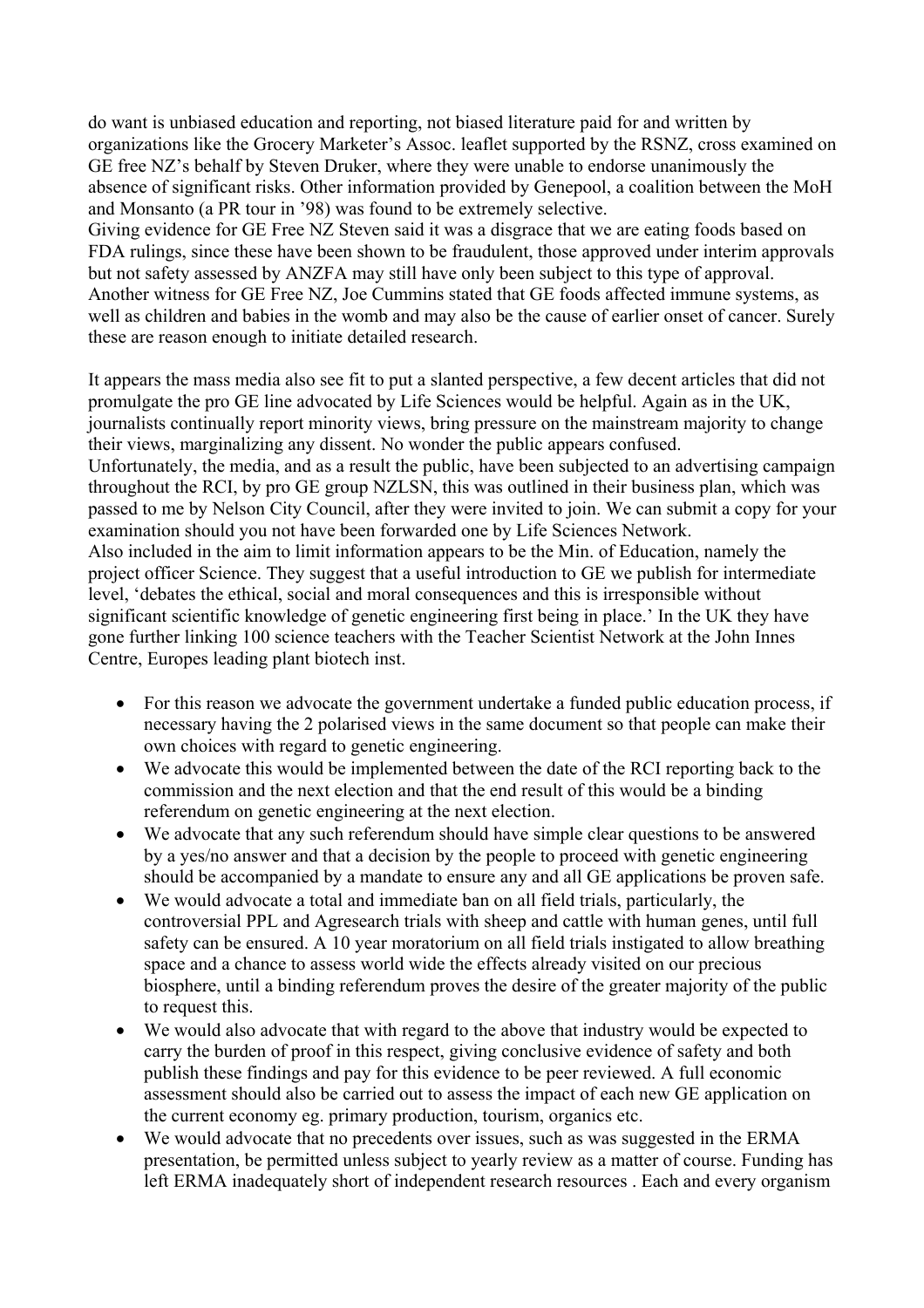do want is unbiased education and reporting, not biased literature paid for and written by organizations like the Grocery Marketer's Assoc. leaflet supported by the RSNZ, cross examined on GE free NZ's behalf by Steven Druker, where they were unable to endorse unanimously the absence of significant risks. Other information provided by Genepool, a coalition between the MoH and Monsanto (a PR tour in '98) was found to be extremely selective.
Giving evidence for GE Free NZ Steven said it was a disgrace that we are eating foods based on FDA rulings, since these have been shown to be fraudulent, those approved under interim approvals but not safety assessed by ANZFA may still have only been subject to this type of approval.
Another witness for GE Free NZ, Joe Cummins stated that GE foods affected immune systems, as well as children and babies in the womb and may also be the cause of earlier onset of cancer. Surely these are reason enough to initiate detailed research.

It appears the mass media also see fit to put a slanted perspective, a few decent articles that did not promulgate the pro GE line advocated by Life Sciences would be helpful. Again as in the UK, journalists continually report minority views, bring pressure on the mainstream majority to change their views, marginalizing any dissent. No wonder the public appears confused.
Unfortunately, the media, and as a result the public, have been subjected to an advertising campaign throughout the RCI, by pro GE group NZLSN, this was outlined in their business plan, which was passed to me by Nelson City Council, after they were invited to join. We can submit a copy for your examination should you not have been forwarded one by Life Sciences Network.
Also included in the aim to limit information appears to be the Min. of Education, namely the project officer Science. They suggest that a useful introduction to GE we publish for intermediate level, 'debates the ethical, social and moral consequences and this is irresponsible without significant scientific knowledge of genetic engineering first being in place.' In the UK they have gone further linking 100 science teachers with the Teacher Scientist Network at the John Innes Centre, Europes leading plant biotech inst.

- For this reason we advocate the government undertake a funded public education process, if necessary having the 2 polarised views in the same document so that people can make their own choices with regard to genetic engineering.
- We advocate this would be implemented between the date of the RCI reporting back to the commission and the next election and that the end result of this would be a binding referendum on genetic engineering at the next election.
- We advocate that any such referendum should have simple clear questions to be answered by a yes/no answer and that a decision by the people to proceed with genetic engineering should be accompanied by a mandate to ensure any and all GE applications be proven safe.
- We would advocate a total and immediate ban on all field trials, particularly, the controversial PPL and Agresearch trials with sheep and cattle with human genes, until full safety can be ensured. A 10 year moratorium on all field trials instigated to allow breathing space and a chance to assess world wide the effects already visited on our precious biosphere, until a binding referendum proves the desire of the greater majority of the public to request this.
- We would also advocate that with regard to the above that industry would be expected to carry the burden of proof in this respect, giving conclusive evidence of safety and both publish these findings and pay for this evidence to be peer reviewed. A full economic assessment should also be carried out to assess the impact of each new GE application on the current economy eg. primary production, tourism, organics etc.
- We would advocate that no precedents over issues, such as was suggested in the ERMA presentation, be permitted unless subject to yearly review as a matter of course. Funding has left ERMA inadequately short of independent research resources . Each and every organism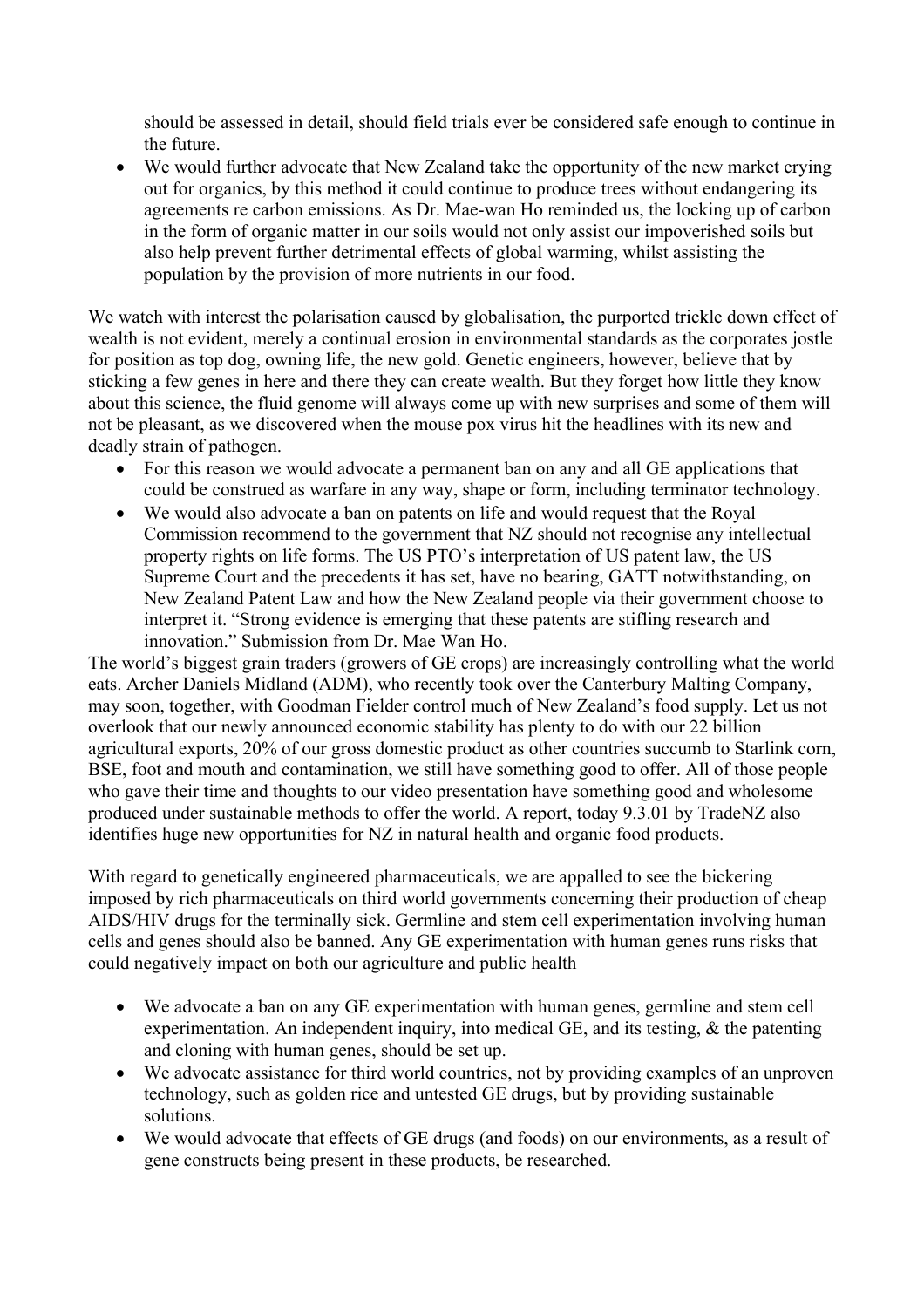should be assessed in detail, should field trials ever be considered safe enough to continue in the future.

- We would further advocate that New Zealand take the opportunity of the new market crying out for organics, by this method it could continue to produce trees without endangering its agreements re carbon emissions. As Dr. Mae-wan Ho reminded us, the locking up of carbon in the form of organic matter in our soils would not only assist our impoverished soils but also help prevent further detrimental effects of global warming, whilst assisting the population by the provision of more nutrients in our food.

We watch with interest the polarisation caused by globalisation, the purported trickle down effect of wealth is not evident, merely a continual erosion in environmental standards as the corporates jostle for position as top dog, owning life, the new gold. Genetic engineers, however, believe that by sticking a few genes in here and there they can create wealth. But they forget how little they know about this science, the fluid genome will always come up with new surprises and some of them will not be pleasant, as we discovered when the mouse pox virus hit the headlines with its new and deadly strain of pathogen.

- For this reason we would advocate a permanent ban on any and all GE applications that could be construed as warfare in any way, shape or form, including terminator technology.
- We would also advocate a ban on patents on life and would request that the Royal Commission recommend to the government that NZ should not recognise any intellectual property rights on life forms. The US PTO's interpretation of US patent law, the US Supreme Court and the precedents it has set, have no bearing, GATT notwithstanding, on New Zealand Patent Law and how the New Zealand people via their government choose to interpret it. "Strong evidence is emerging that these patents are stifling research and innovation." Submission from Dr. Mae Wan Ho.

The world's biggest grain traders (growers of GE crops) are increasingly controlling what the world eats. Archer Daniels Midland (ADM), who recently took over the Canterbury Malting Company, may soon, together, with Goodman Fielder control much of New Zealand's food supply. Let us not overlook that our newly announced economic stability has plenty to do with our 22 billion agricultural exports, 20% of our gross domestic product as other countries succumb to Starlink corn, BSE, foot and mouth and contamination, we still have something good to offer. All of those people who gave their time and thoughts to our video presentation have something good and wholesome produced under sustainable methods to offer the world. A report, today 9.3.01 by TradeNZ also identifies huge new opportunities for NZ in natural health and organic food products.

With regard to genetically engineered pharmaceuticals, we are appalled to see the bickering imposed by rich pharmaceuticals on third world governments concerning their production of cheap AIDS/HIV drugs for the terminally sick. Germline and stem cell experimentation involving human cells and genes should also be banned. Any GE experimentation with human genes runs risks that could negatively impact on both our agriculture and public health

- We advocate a ban on any GE experimentation with human genes, germline and stem cell experimentation. An independent inquiry, into medical GE, and its testing, & the patenting and cloning with human genes, should be set up.
- We advocate assistance for third world countries, not by providing examples of an unproven technology, such as golden rice and untested GE drugs, but by providing sustainable solutions.
- We would advocate that effects of GE drugs (and foods) on our environments, as a result of gene constructs being present in these products, be researched.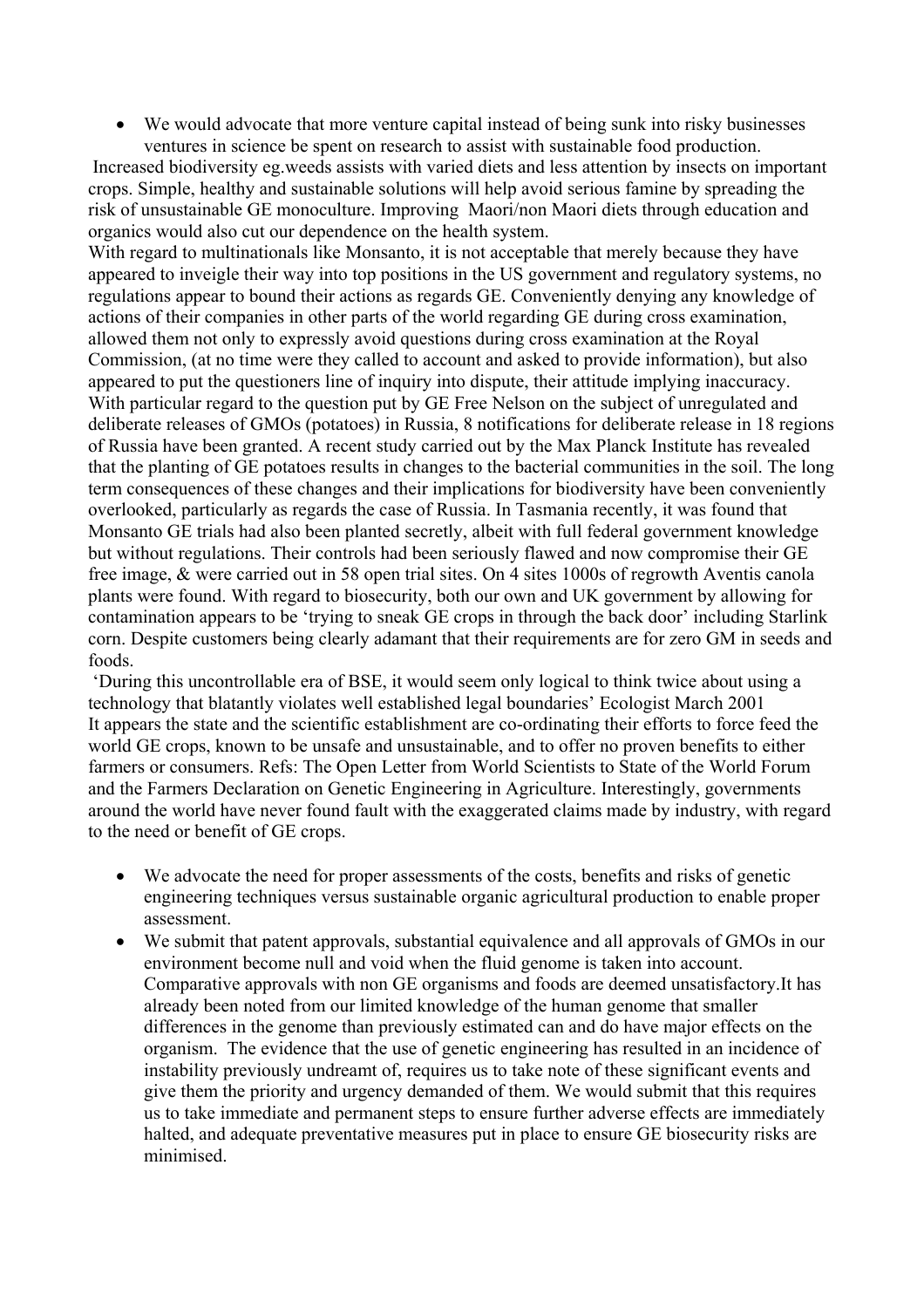- We would advocate that more venture capital instead of being sunk into risky businesses ventures in science be spent on research to assist with sustainable food production.

Increased biodiversity eg.weeds assists with varied diets and less attention by insects on important crops. Simple, healthy and sustainable solutions will help avoid serious famine by spreading the risk of unsustainable GE monoculture. Improving Maori/non Maori diets through education and organics would also cut our dependence on the health system.

With regard to multinationals like Monsanto, it is not acceptable that merely because they have appeared to inveigle their way into top positions in the US government and regulatory systems, no regulations appear to bound their actions as regards GE. Conveniently denying any knowledge of actions of their companies in other parts of the world regarding GE during cross examination, allowed them not only to expressly avoid questions during cross examination at the Royal Commission, (at no time were they called to account and asked to provide information), but also appeared to put the questioners line of inquiry into dispute, their attitude implying inaccuracy. With particular regard to the question put by GE Free Nelson on the subject of unregulated and deliberate releases of GMOs (potatoes) in Russia, 8 notifications for deliberate release in 18 regions of Russia have been granted. A recent study carried out by the Max Planck Institute has revealed that the planting of GE potatoes results in changes to the bacterial communities in the soil. The long term consequences of these changes and their implications for biodiversity have been conveniently overlooked, particularly as regards the case of Russia. In Tasmania recently, it was found that Monsanto GE trials had also been planted secretly, albeit with full federal government knowledge but without regulations. Their controls had been seriously flawed and now compromise their GE free image, & were carried out in 58 open trial sites. On 4 sites 1000s of regrowth Aventis canola plants were found. With regard to biosecurity, both our own and UK government by allowing for contamination appears to be 'trying to sneak GE crops in through the back door' including Starlink corn. Despite customers being clearly adamant that their requirements are for zero GM in seeds and foods.

'During this uncontrollable era of BSE, it would seem only logical to think twice about using a technology that blatantly violates well established legal boundaries' Ecologist March 2001

It appears the state and the scientific establishment are co-ordinating their efforts to force feed the world GE crops, known to be unsafe and unsustainable, and to offer no proven benefits to either farmers or consumers. Refs: The Open Letter from World Scientists to State of the World Forum and the Farmers Declaration on Genetic Engineering in Agriculture. Interestingly, governments around the world have never found fault with the exaggerated claims made by industry, with regard to the need or benefit of GE crops.

- We advocate the need for proper assessments of the costs, benefits and risks of genetic engineering techniques versus sustainable organic agricultural production to enable proper assessment.
- We submit that patent approvals, substantial equivalence and all approvals of GMOs in our environment become null and void when the fluid genome is taken into account. Comparative approvals with non GE organisms and foods are deemed unsatisfactory.It has already been noted from our limited knowledge of the human genome that smaller differences in the genome than previously estimated can and do have major effects on the organism. The evidence that the use of genetic engineering has resulted in an incidence of instability previously undreamt of, requires us to take note of these significant events and give them the priority and urgency demanded of them. We would submit that this requires us to take immediate and permanent steps to ensure further adverse effects are immediately halted, and adequate preventative measures put in place to ensure GE biosecurity risks are minimised.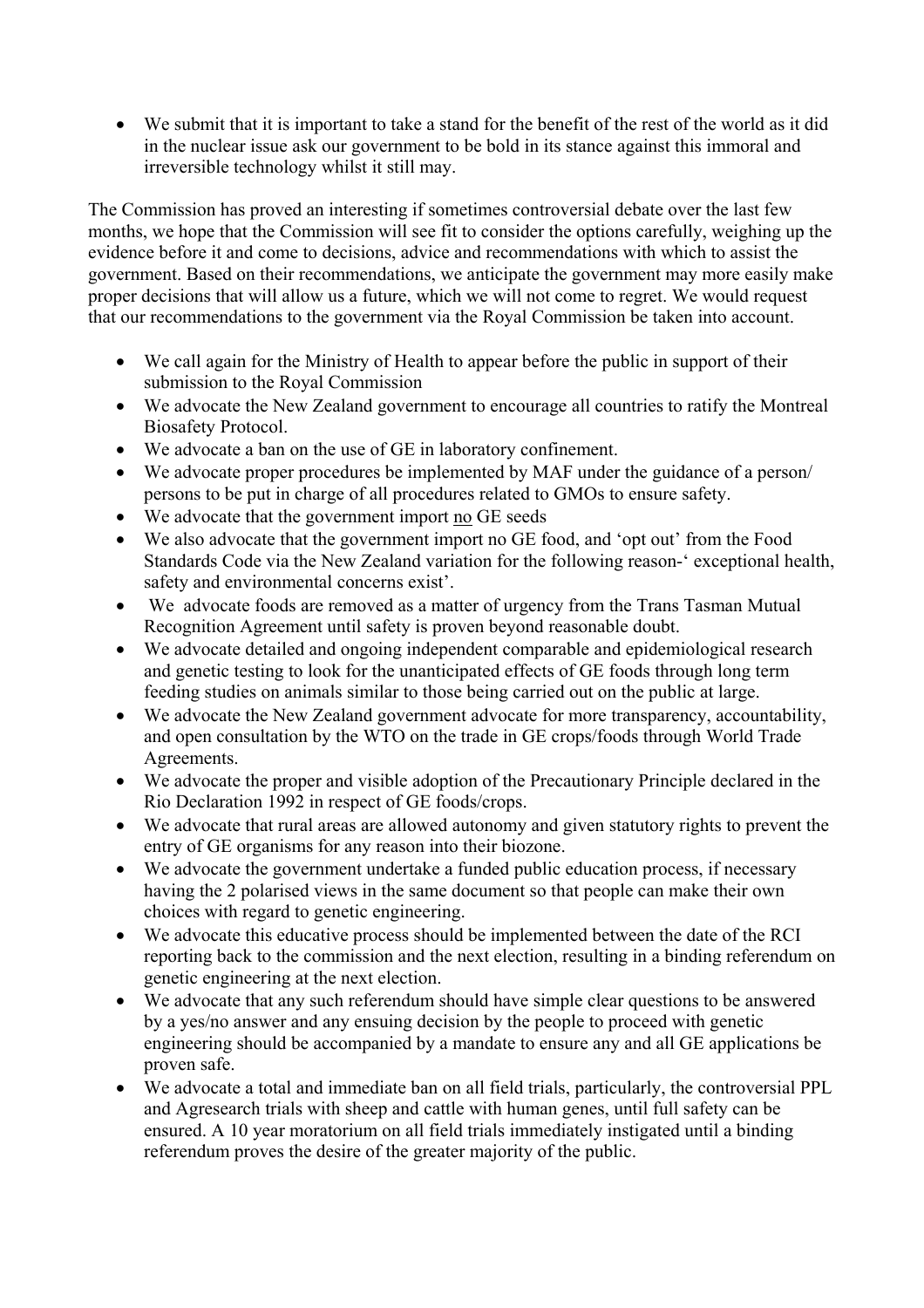- We submit that it is important to take a stand for the benefit of the rest of the world as it did in the nuclear issue ask our government to be bold in its stance against this immoral and irreversible technology whilst it still may.

The Commission has proved an interesting if sometimes controversial debate over the last few months, we hope that the Commission will see fit to consider the options carefully, weighing up the evidence before it and come to decisions, advice and recommendations with which to assist the government. Based on their recommendations, we anticipate the government may more easily make proper decisions that will allow us a future, which we will not come to regret. We would request that our recommendations to the government via the Royal Commission be taken into account.

- We call again for the Ministry of Health to appear before the public in support of their submission to the Royal Commission
- We advocate the New Zealand government to encourage all countries to ratify the Montreal Biosafety Protocol.
- We advocate a ban on the use of GE in laboratory confinement.
- We advocate proper procedures be implemented by MAF under the guidance of a person/ persons to be put in charge of all procedures related to GMOs to ensure safety.
- We advocate that the government import <u>no</u> GE seeds
- We also advocate that the government import no GE food, and 'opt out' from the Food Standards Code via the New Zealand variation for the following reason-' exceptional health, safety and environmental concerns exist'.
- We advocate foods are removed as a matter of urgency from the Trans Tasman Mutual Recognition Agreement until safety is proven beyond reasonable doubt.
- We advocate detailed and ongoing independent comparable and epidemiological research and genetic testing to look for the unanticipated effects of GE foods through long term feeding studies on animals similar to those being carried out on the public at large.
- We advocate the New Zealand government advocate for more transparency, accountability, and open consultation by the WTO on the trade in GE crops/foods through World Trade Agreements.
- We advocate the proper and visible adoption of the Precautionary Principle declared in the Rio Declaration 1992 in respect of GE foods/crops.
- We advocate that rural areas are allowed autonomy and given statutory rights to prevent the entry of GE organisms for any reason into their biozone.
- We advocate the government undertake a funded public education process, if necessary having the 2 polarised views in the same document so that people can make their own choices with regard to genetic engineering.
- We advocate this educative process should be implemented between the date of the RCI reporting back to the commission and the next election, resulting in a binding referendum on genetic engineering at the next election.
- We advocate that any such referendum should have simple clear questions to be answered by a yes/no answer and any ensuing decision by the people to proceed with genetic engineering should be accompanied by a mandate to ensure any and all GE applications be proven safe.
- We advocate a total and immediate ban on all field trials, particularly, the controversial PPL and Agresearch trials with sheep and cattle with human genes, until full safety can be ensured. A 10 year moratorium on all field trials immediately instigated until a binding referendum proves the desire of the greater majority of the public.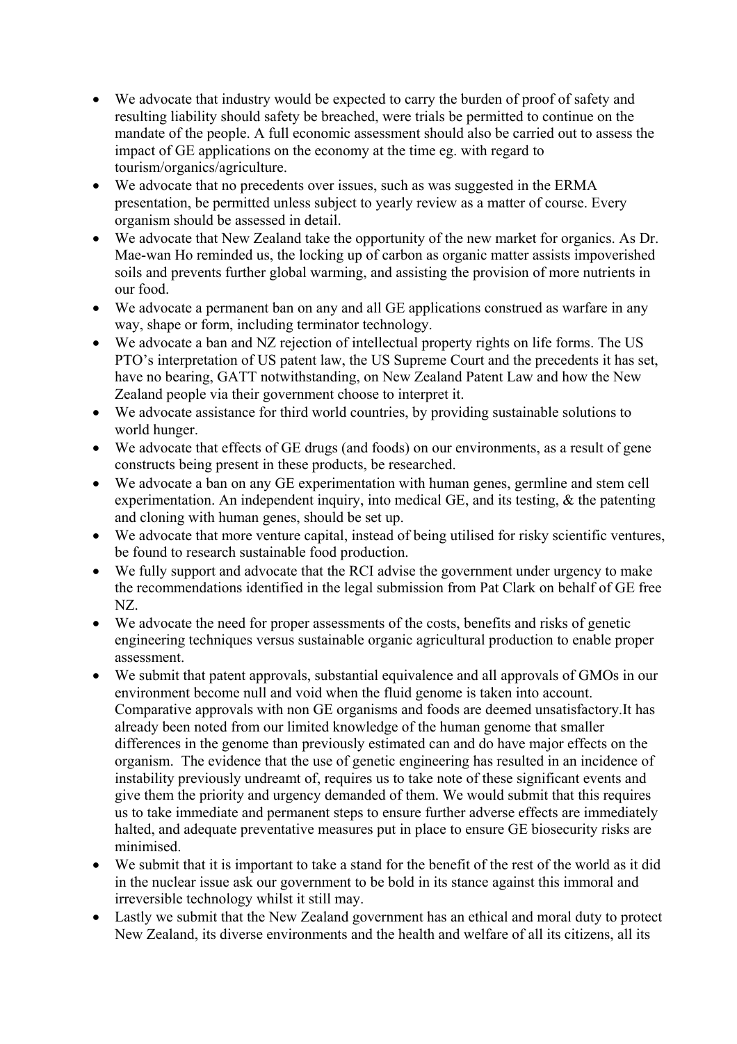- We advocate that industry would be expected to carry the burden of proof of safety and resulting liability should safety be breached, were trials be permitted to continue on the mandate of the people. A full economic assessment should also be carried out to assess the impact of GE applications on the economy at the time eg. with regard to tourism/organics/agriculture.
- We advocate that no precedents over issues, such as was suggested in the ERMA presentation, be permitted unless subject to yearly review as a matter of course. Every organism should be assessed in detail.
- We advocate that New Zealand take the opportunity of the new market for organics. As Dr. Mae-wan Ho reminded us, the locking up of carbon as organic matter assists impoverished soils and prevents further global warming, and assisting the provision of more nutrients in our food.
- We advocate a permanent ban on any and all GE applications construed as warfare in any way, shape or form, including terminator technology.
- We advocate a ban and NZ rejection of intellectual property rights on life forms. The US PTO's interpretation of US patent law, the US Supreme Court and the precedents it has set, have no bearing, GATT notwithstanding, on New Zealand Patent Law and how the New Zealand people via their government choose to interpret it.
- We advocate assistance for third world countries, by providing sustainable solutions to world hunger.
- We advocate that effects of GE drugs (and foods) on our environments, as a result of gene constructs being present in these products, be researched.
- We advocate a ban on any GE experimentation with human genes, germline and stem cell experimentation. An independent inquiry, into medical GE, and its testing, & the patenting and cloning with human genes, should be set up.
- We advocate that more venture capital, instead of being utilised for risky scientific ventures, be found to research sustainable food production.
- We fully support and advocate that the RCI advise the government under urgency to make the recommendations identified in the legal submission from Pat Clark on behalf of GE free NZ.
- We advocate the need for proper assessments of the costs, benefits and risks of genetic engineering techniques versus sustainable organic agricultural production to enable proper assessment.
- We submit that patent approvals, substantial equivalence and all approvals of GMOs in our environment become null and void when the fluid genome is taken into account. Comparative approvals with non GE organisms and foods are deemed unsatisfactory.It has already been noted from our limited knowledge of the human genome that smaller differences in the genome than previously estimated can and do have major effects on the organism. The evidence that the use of genetic engineering has resulted in an incidence of instability previously undreamt of, requires us to take note of these significant events and give them the priority and urgency demanded of them. We would submit that this requires us to take immediate and permanent steps to ensure further adverse effects are immediately halted, and adequate preventative measures put in place to ensure GE biosecurity risks are minimised.
- We submit that it is important to take a stand for the benefit of the rest of the world as it did in the nuclear issue ask our government to be bold in its stance against this immoral and irreversible technology whilst it still may.
- Lastly we submit that the New Zealand government has an ethical and moral duty to protect New Zealand, its diverse environments and the health and welfare of all its citizens, all its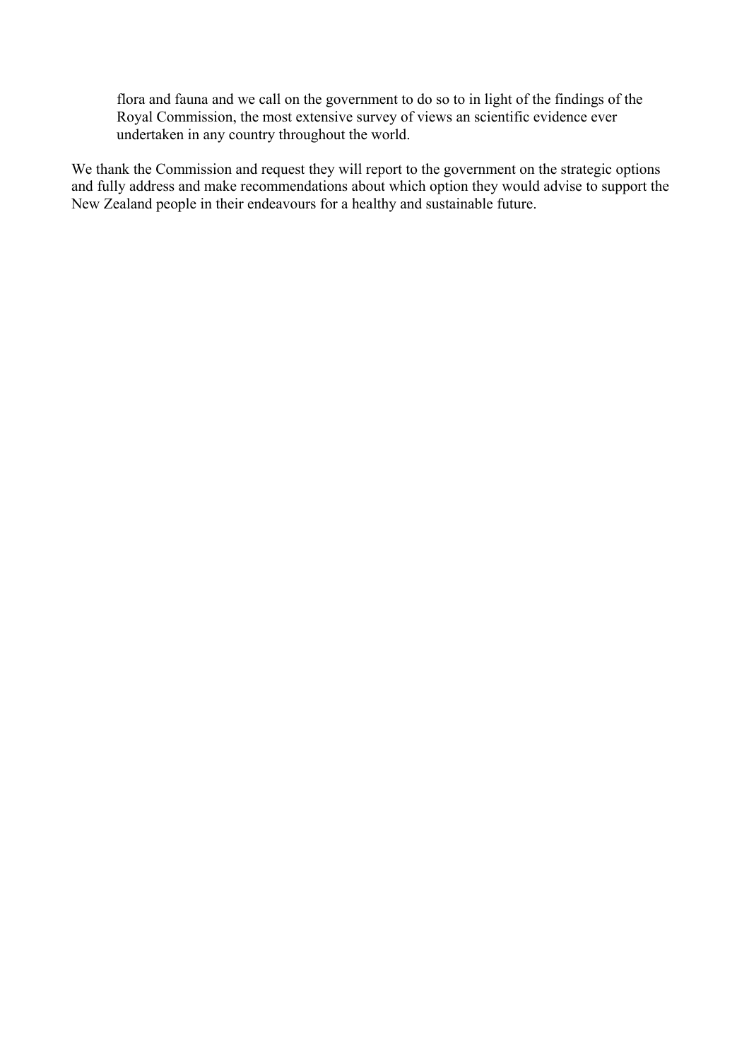flora and fauna and we call on the government to do so to in light of the findings of the Royal Commission, the most extensive survey of views an scientific evidence ever undertaken in any country throughout the world.

We thank the Commission and request they will report to the government on the strategic options and fully address and make recommendations about which option they would advise to support the New Zealand people in their endeavours for a healthy and sustainable future.